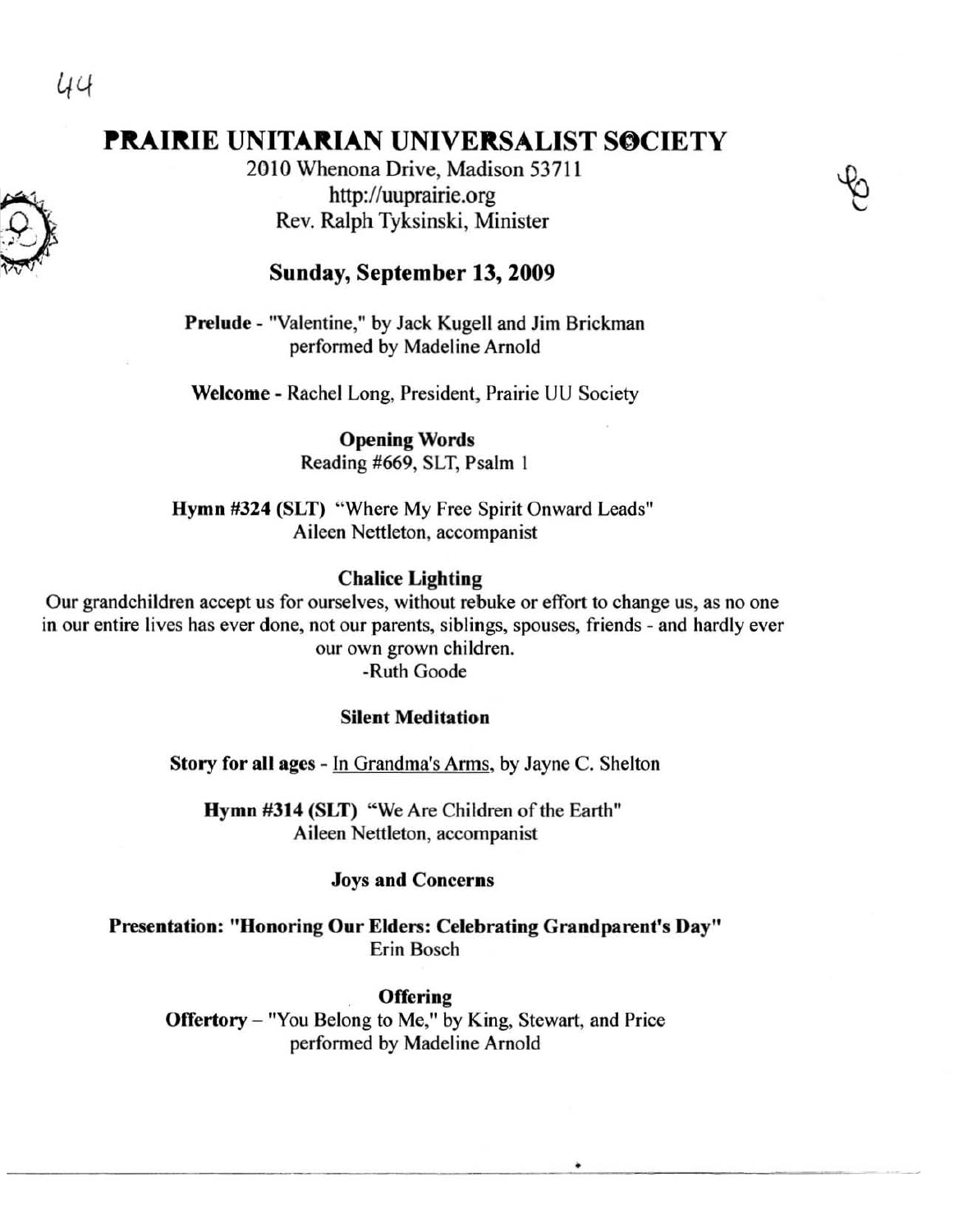# PRAIRIE UNITARIAN UNIVERSALIST SOCIETY

2010 Whenona Drive, Madison 53711
http://uuprairie.org
Rev. Ralph Tyksinski, Minister

## Sunday, September 13, 2009

**Prelude** - "Valentine," by Jack Kugell and Jim Brickman
performed by Madeline Arnold

**Welcome** - Rachel Long, President, Prairie UU Society

**Opening Words**
Reading #669, SLT, Psalm 1

**Hymn #324 (SLT)** "Where My Free Spirit Onward Leads"
Aileen Nettleton, accompanist

**Chalice Lighting**
Our grandchildren accept us for ourselves, without rebuke or effort to change us, as no one in our entire lives has ever done, not our parents, siblings, spouses, friends - and hardly ever our own grown children.
-Ruth Goode

**Silent Meditation**

**Story for all ages** - In Grandma's Arms, by Jayne C. Shelton

**Hymn #314 (SLT)** "We Are Children of the Earth"
Aileen Nettleton, accompanist

**Joys and Concerns**

**Presentation: "Honoring Our Elders: Celebrating Grandparent's Day"**
Erin Bosch

**Offering**
**Offertory** – "You Belong to Me," by King, Stewart, and Price
performed by Madeline Arnold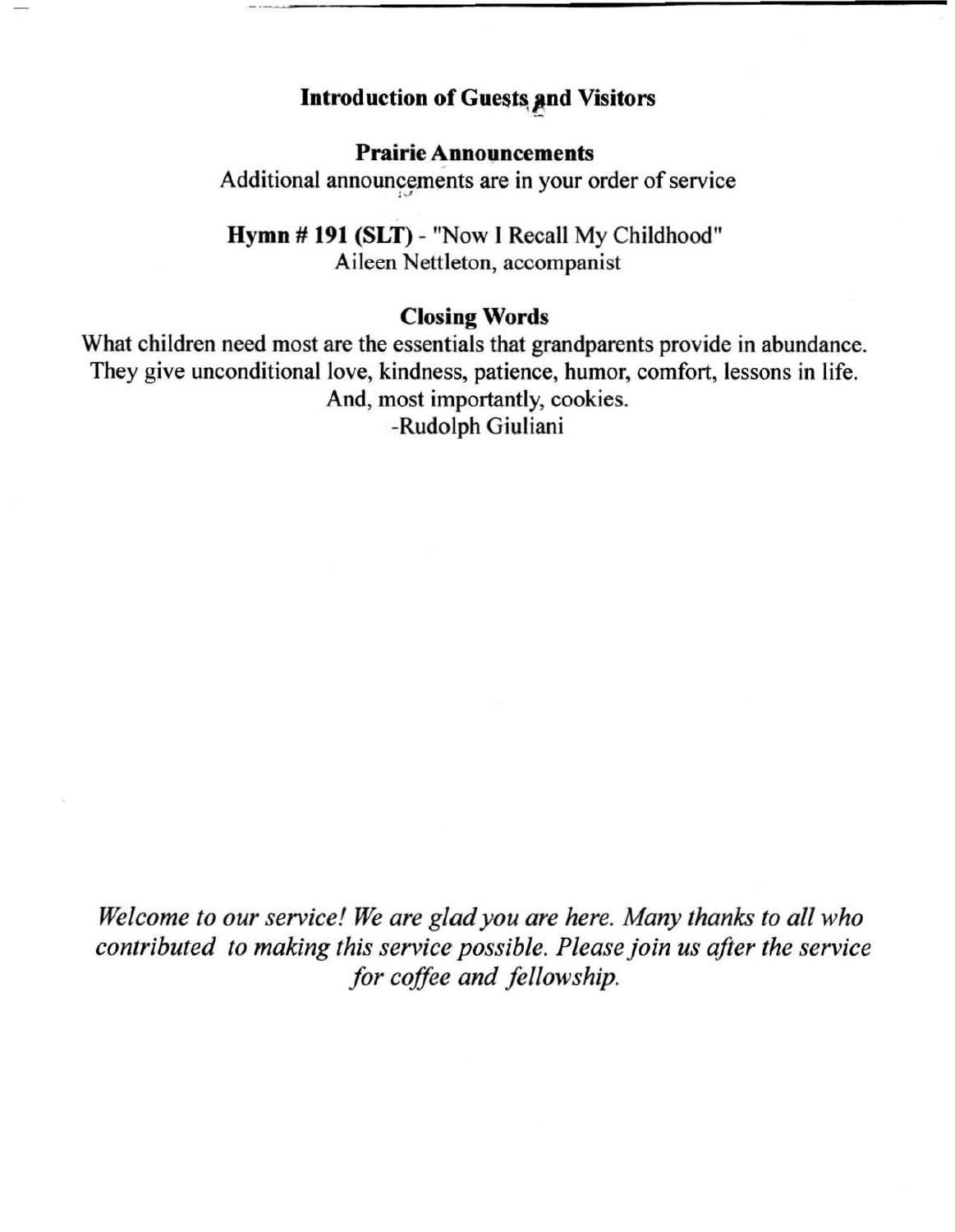**Introduction of Guests and Visitors**

**Prairie Announcements**

Additional announcements are in your order of service

**Hymn # 191 (SLT)** - "Now I Recall My Childhood"

Aileen Nettleton, accompanist

**Closing Words**

What children need most are the essentials that grandparents provide in abundance. They give unconditional love, kindness, patience, humor, comfort, lessons in life. And, most importantly, cookies.

-Rudolph Giuliani

*Welcome to our service! We are glad you are here. Many thanks to all who contributed to making this service possible. Please join us after the service for coffee and fellowship.*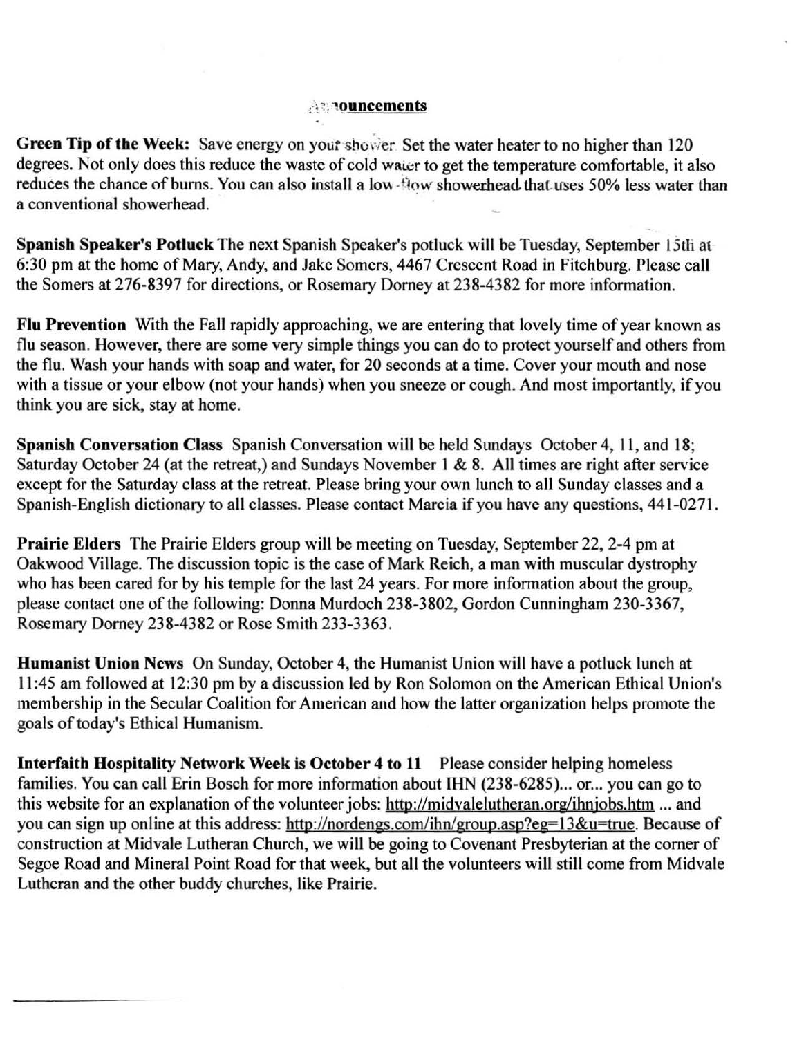## Announcements

**Green Tip of the Week:** Save energy on your shower. Set the water heater to no higher than 120 degrees. Not only does this reduce the waste of cold water to get the temperature comfortable, it also reduces the chance of burns. You can also install a low-flow showerhead that uses 50% less water than a conventional showerhead.

**Spanish Speaker's Potluck** The next Spanish Speaker's potluck will be Tuesday, September 15th at 6:30 pm at the home of Mary, Andy, and Jake Somers, 4467 Crescent Road in Fitchburg. Please call the Somers at 276-8397 for directions, or Rosemary Dorney at 238-4382 for more information.

**Flu Prevention** With the Fall rapidly approaching, we are entering that lovely time of year known as flu season. However, there are some very simple things you can do to protect yourself and others from the flu. Wash your hands with soap and water, for 20 seconds at a time. Cover your mouth and nose with a tissue or your elbow (not your hands) when you sneeze or cough. And most importantly, if you think you are sick, stay at home.

**Spanish Conversation Class** Spanish Conversation will be held Sundays October 4, 11, and 18; Saturday October 24 (at the retreat,) and Sundays November 1 & 8. All times are right after service except for the Saturday class at the retreat. Please bring your own lunch to all Sunday classes and a Spanish-English dictionary to all classes. Please contact Marcia if you have any questions, 441-0271.

**Prairie Elders** The Prairie Elders group will be meeting on Tuesday, September 22, 2-4 pm at Oakwood Village. The discussion topic is the case of Mark Reich, a man with muscular dystrophy who has been cared for by his temple for the last 24 years. For more information about the group, please contact one of the following: Donna Murdoch 238-3802, Gordon Cunningham 230-3367, Rosemary Dorney 238-4382 or Rose Smith 233-3363.

**Humanist Union News** On Sunday, October 4, the Humanist Union will have a potluck lunch at 11:45 am followed at 12:30 pm by a discussion led by Ron Solomon on the American Ethical Union's membership in the Secular Coalition for American and how the latter organization helps promote the goals of today's Ethical Humanism.

**Interfaith Hospitality Network Week is October 4 to 11** Please consider helping homeless families. You can call Erin Bosch for more information about IHN (238-6285)... or... you can go to this website for an explanation of the volunteer jobs: http://midvalelutheran.org/ihnjobs.htm ... and you can sign up online at this address: http://nordengs.com/ihn/group.asp?eg=13&u=true. Because of construction at Midvale Lutheran Church, we will be going to Covenant Presbyterian at the corner of Segoe Road and Mineral Point Road for that week, but all the volunteers will still come from Midvale Lutheran and the other buddy churches, like Prairie.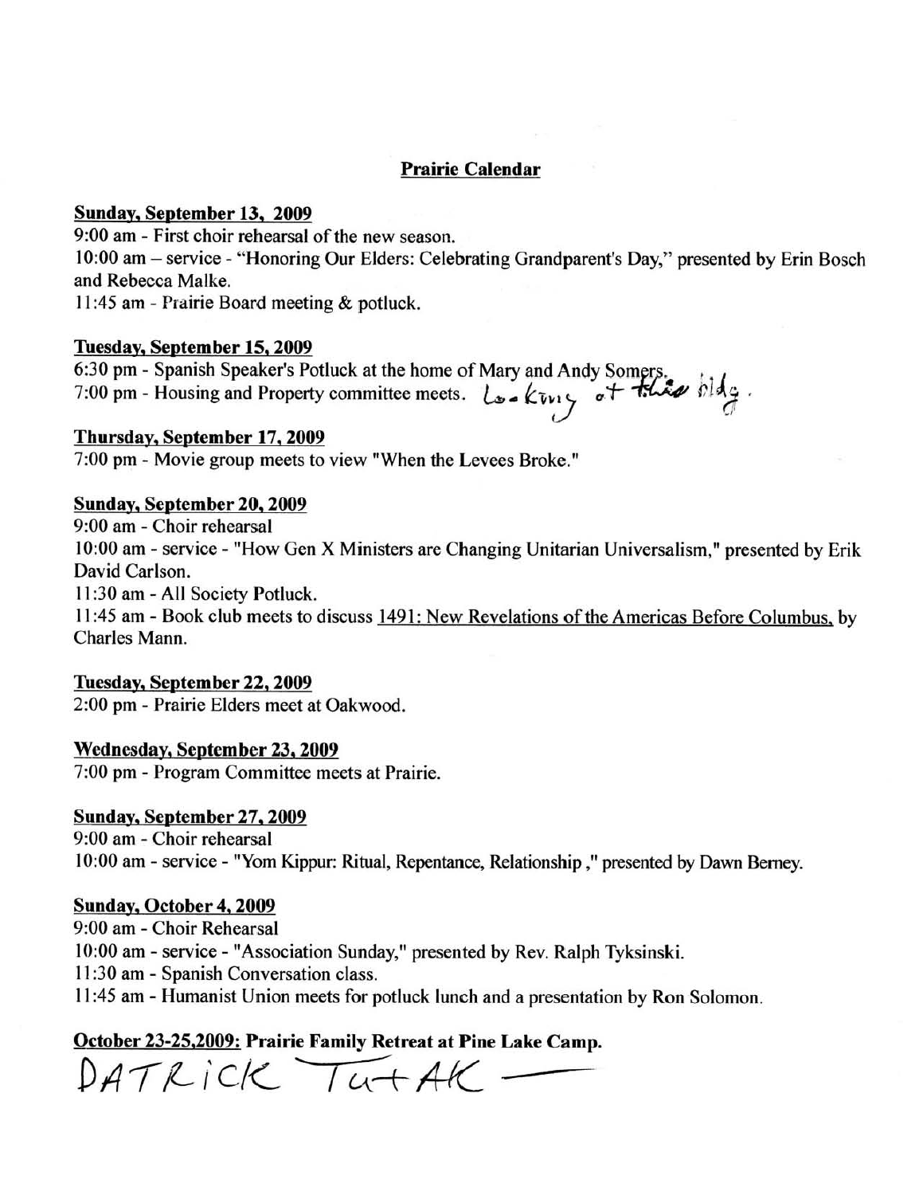## Prairie Calendar

**Sunday, September 13, 2009**

9:00 am - First choir rehearsal of the new season.

10:00 am – service - "Honoring Our Elders: Celebrating Grandparent's Day," presented by Erin Bosch and Rebecca Malke.

11:45 am - Prairie Board meeting & potluck.

**Tuesday, September 15, 2009**

6:30 pm - Spanish Speaker's Potluck at the home of Mary and Andy Somers.

7:00 pm - Housing and Property committee meets. Looking at this bldg.

**Thursday, September 17, 2009**

7:00 pm - Movie group meets to view "When the Levees Broke."

**Sunday, September 20, 2009**

9:00 am - Choir rehearsal

10:00 am - service - "How Gen X Ministers are Changing Unitarian Universalism," presented by Erik David Carlson.

11:30 am - All Society Potluck.

11:45 am - Book club meets to discuss 1491: New Revelations of the Americas Before Columbus, by Charles Mann.

**Tuesday, September 22, 2009**

2:00 pm - Prairie Elders meet at Oakwood.

**Wednesday, September 23, 2009**

7:00 pm - Program Committee meets at Prairie.

**Sunday, September 27, 2009**

9:00 am - Choir rehearsal

10:00 am - service - "Yom Kippur: Ritual, Repentance, Relationship," presented by Dawn Berney.

**Sunday, October 4, 2009**

9:00 am - Choir Rehearsal

10:00 am - service - "Association Sunday," presented by Rev. Ralph Tyksinski.

11:30 am - Spanish Conversation class.

11:45 am - Humanist Union meets for potluck lunch and a presentation by Ron Solomon.

**October 23-25,2009: Prairie Family Retreat at Pine Lake Camp.**

DATRICK TUTAK —